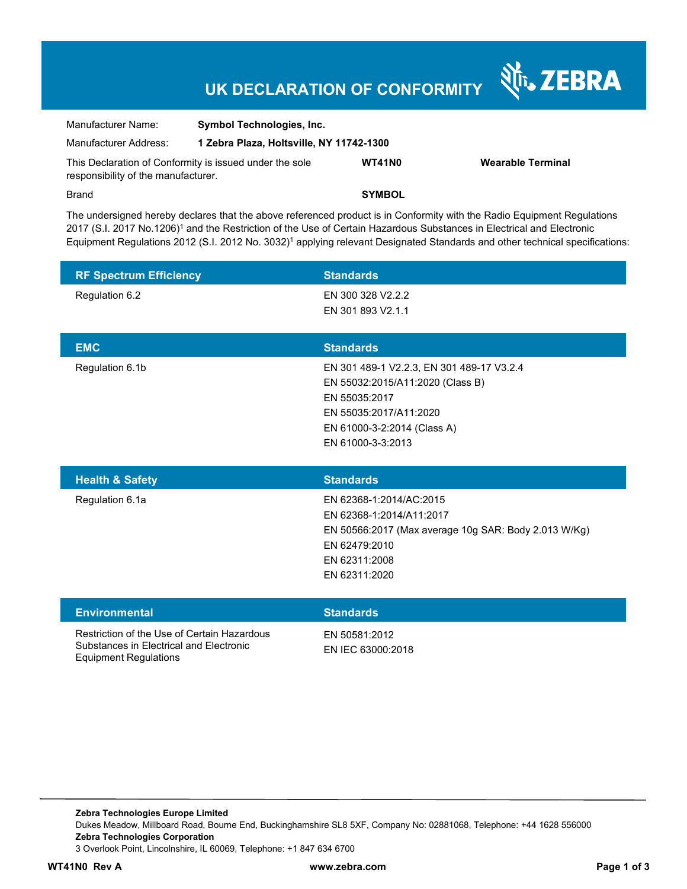# UK DECLARATION OF CONFORMITY

ZEBRA

| | | | |
|---|---|---|---|
| Manufacturer Name: | **Symbol Technologies, Inc.** | | |
| Manufacturer Address: | **1 Zebra Plaza, Holtsville, NY 11742-1300** | | |
| This Declaration of Conformity is issued under the sole responsibility of the manufacturer. | | **WT41N0** | **Wearable Terminal** |
| Brand | | **SYMBOL** | |

The undersigned hereby declares that the above referenced product is in Conformity with the Radio Equipment Regulations 2017 (S.I. 2017 No.1206)[1] and the Restriction of the Use of Certain Hazardous Substances in Electrical and Electronic Equipment Regulations 2012 (S.I. 2012 No. 3032)[1] applying relevant Designated Standards and other technical specifications:

| RF Spectrum Efficiency | Standards |
|---|---|
| Regulation 6.2 | EN 300 328 V2.2.2<br>EN 301 893 V2.1.1 |

| EMC | Standards |
|---|---|
| Regulation 6.1b | EN 301 489-1 V2.2.3, EN 301 489-17 V3.2.4<br>EN 55032:2015/A11:2020 (Class B)<br>EN 55035:2017<br>EN 55035:2017/A11:2020<br>EN 61000-3-2:2014 (Class A)<br>EN 61000-3-3:2013 |

| Health & Safety | Standards |
|---|---|
| Regulation 6.1a | EN 62368-1:2014/AC:2015<br>EN 62368-1:2014/A11:2017<br>EN 50566:2017 (Max average 10g SAR: Body 2.013 W/Kg)<br>EN 62479:2010<br>EN 62311:2008<br>EN 62311:2020 |

| Environmental | Standards |
|---|---|
| Restriction of the Use of Certain Hazardous Substances in Electrical and Electronic Equipment Regulations | EN 50581:2012<br>EN IEC 63000:2018 |

**Zebra Technologies Europe Limited**
Dukes Meadow, Millboard Road, Bourne End, Buckinghamshire SL8 5XF, Company No: 02881068, Telephone: +44 1628 556000
**Zebra Technologies Corporation**
3 Overlook Point, Lincolnshire, IL 60069, Telephone: +1 847 634 6700

**WT41N0 Rev A** **www.zebra.com**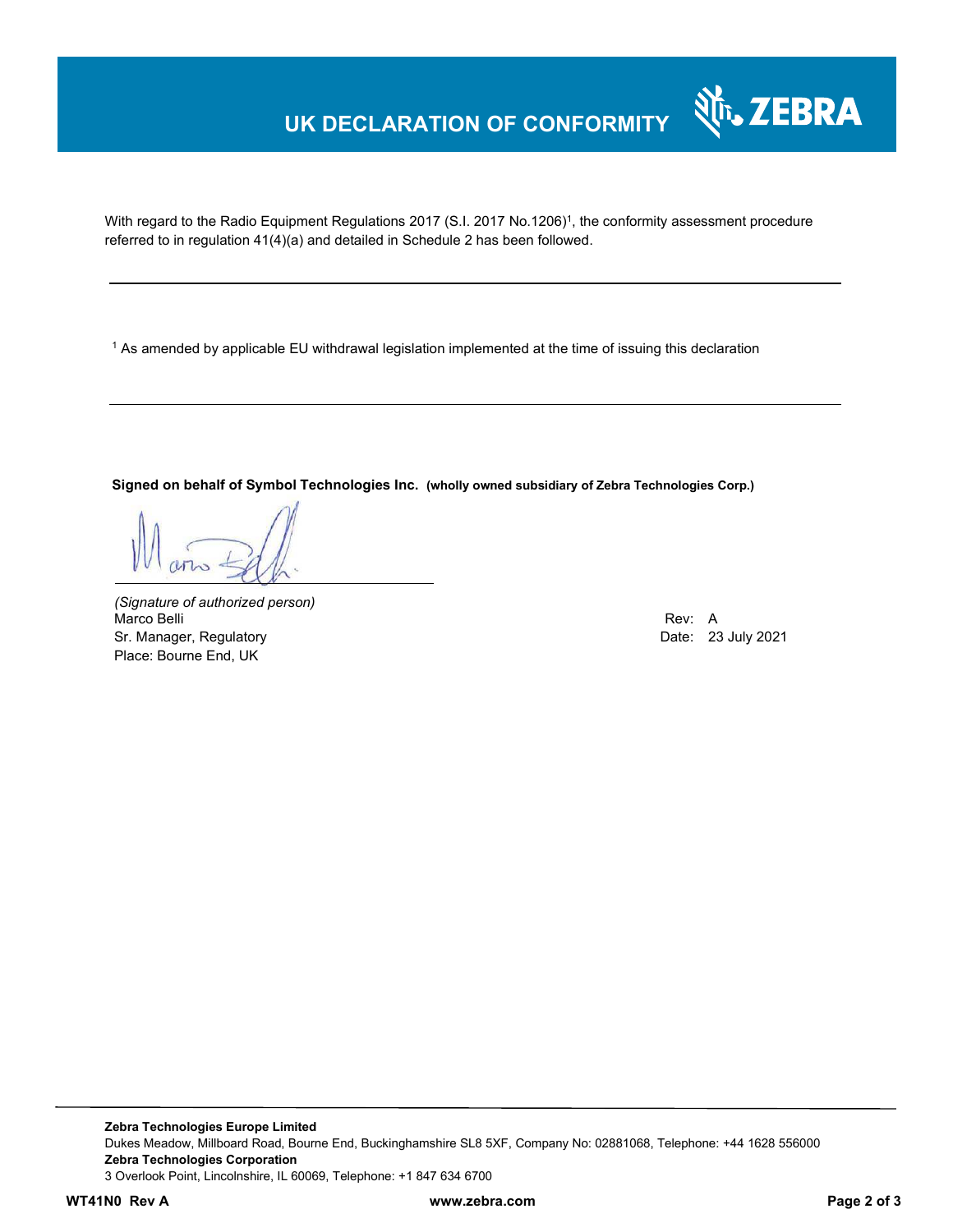# UK DECLARATION OF CONFORMITY

With regard to the Radio Equipment Regulations 2017 (S.I. 2017 No.1206)[1], the conformity assessment procedure referred to in regulation 41(4)(a) and detailed in Schedule 2 has been followed.

---

[1] As amended by applicable EU withdrawal legislation implemented at the time of issuing this declaration

---

**Signed on behalf of Symbol Technologies Inc. (wholly owned subsidiary of Zebra Technologies Corp.)**

*(Signature of authorized person)*
Marco Belli
Sr. Manager, Regulatory
Place: Bourne End, UK

Rev: A
Date: 23 July 2021

---

**Zebra Technologies Europe Limited**
Dukes Meadow, Millboard Road, Bourne End, Buckinghamshire SL8 5XF, Company No: 02881068, Telephone: +44 1628 556000
**Zebra Technologies Corporation**
3 Overlook Point, Lincolnshire, IL 60069, Telephone: +1 847 634 6700

**WT41N0 Rev A** **www.zebra.com**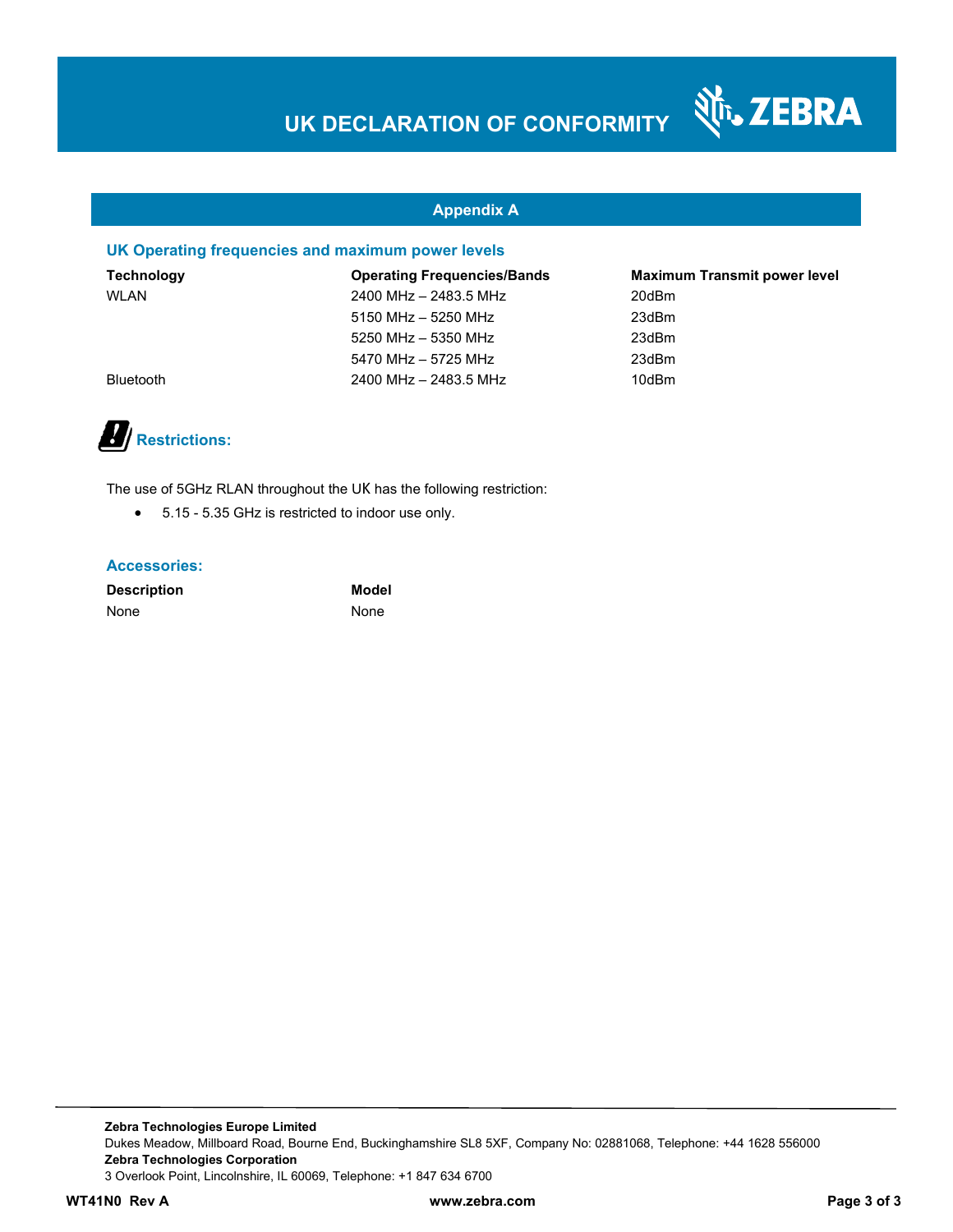# UK DECLARATION OF CONFORMITY

## Appendix A

### UK Operating frequencies and maximum power levels

| Technology | Operating Frequencies/Bands | Maximum Transmit power level |
|---|---|---|
| WLAN | 2400 MHz – 2483.5 MHz | 20dBm |
| | 5150 MHz – 5250 MHz | 23dBm |
| | 5250 MHz – 5350 MHz | 23dBm |
| | 5470 MHz – 5725 MHz | 23dBm |
| Bluetooth | 2400 MHz – 2483.5 MHz | 10dBm |

### Restrictions:

The use of 5GHz RLAN throughout the UK has the following restriction:

- 5.15 - 5.35 GHz is restricted to indoor use only.

### Accessories:

| Description | Model |
|---|---|
| None | None |

**Zebra Technologies Europe Limited**
Dukes Meadow, Millboard Road, Bourne End, Buckinghamshire SL8 5XF, Company No: 02881068, Telephone: +44 1628 556000
**Zebra Technologies Corporation**
3 Overlook Point, Lincolnshire, IL 60069, Telephone: +1 847 634 6700

**WT41N0 Rev A** **www.zebra.com**